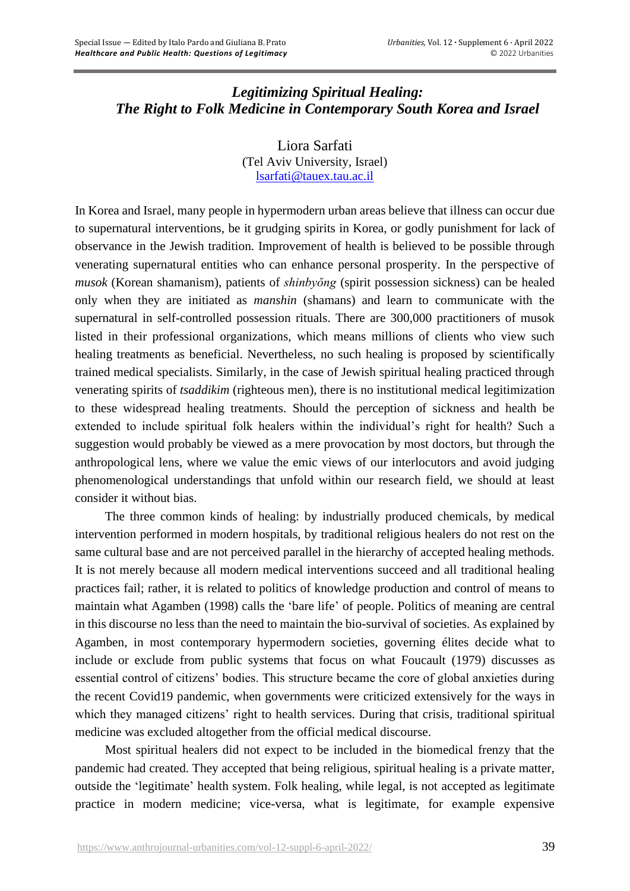# *Legitimizing Spiritual Healing: The Right to Folk Medicine in Contemporary South Korea and Israel*

Liora Sarfati
(Tel Aviv University, Israel)
lsarfati@tauex.tau.ac.il

In Korea and Israel, many people in hypermodern urban areas believe that illness can occur due to supernatural interventions, be it grudging spirits in Korea, or godly punishment for lack of observance in the Jewish tradition. Improvement of health is believed to be possible through venerating supernatural entities who can enhance personal prosperity. In the perspective of *musok* (Korean shamanism), patients of *shinbyŏng* (spirit possession sickness) can be healed only when they are initiated as *manshin* (shamans) and learn to communicate with the supernatural in self-controlled possession rituals. There are 300,000 practitioners of musok listed in their professional organizations, which means millions of clients who view such healing treatments as beneficial. Nevertheless, no such healing is proposed by scientifically trained medical specialists. Similarly, in the case of Jewish spiritual healing practiced through venerating spirits of *tsaddikim* (righteous men), there is no institutional medical legitimization to these widespread healing treatments. Should the perception of sickness and health be extended to include spiritual folk healers within the individual's right for health? Such a suggestion would probably be viewed as a mere provocation by most doctors, but through the anthropological lens, where we value the emic views of our interlocutors and avoid judging phenomenological understandings that unfold within our research field, we should at least consider it without bias.

The three common kinds of healing: by industrially produced chemicals, by medical intervention performed in modern hospitals, by traditional religious healers do not rest on the same cultural base and are not perceived parallel in the hierarchy of accepted healing methods. It is not merely because all modern medical interventions succeed and all traditional healing practices fail; rather, it is related to politics of knowledge production and control of means to maintain what Agamben (1998) calls the 'bare life' of people. Politics of meaning are central in this discourse no less than the need to maintain the bio-survival of societies. As explained by Agamben, in most contemporary hypermodern societies, governing élites decide what to include or exclude from public systems that focus on what Foucault (1979) discusses as essential control of citizens' bodies. This structure became the core of global anxieties during the recent Covid19 pandemic, when governments were criticized extensively for the ways in which they managed citizens' right to health services. During that crisis, traditional spiritual medicine was excluded altogether from the official medical discourse.

Most spiritual healers did not expect to be included in the biomedical frenzy that the pandemic had created. They accepted that being religious, spiritual healing is a private matter, outside the 'legitimate' health system. Folk healing, while legal, is not accepted as legitimate practice in modern medicine; vice-versa, what is legitimate, for example expensive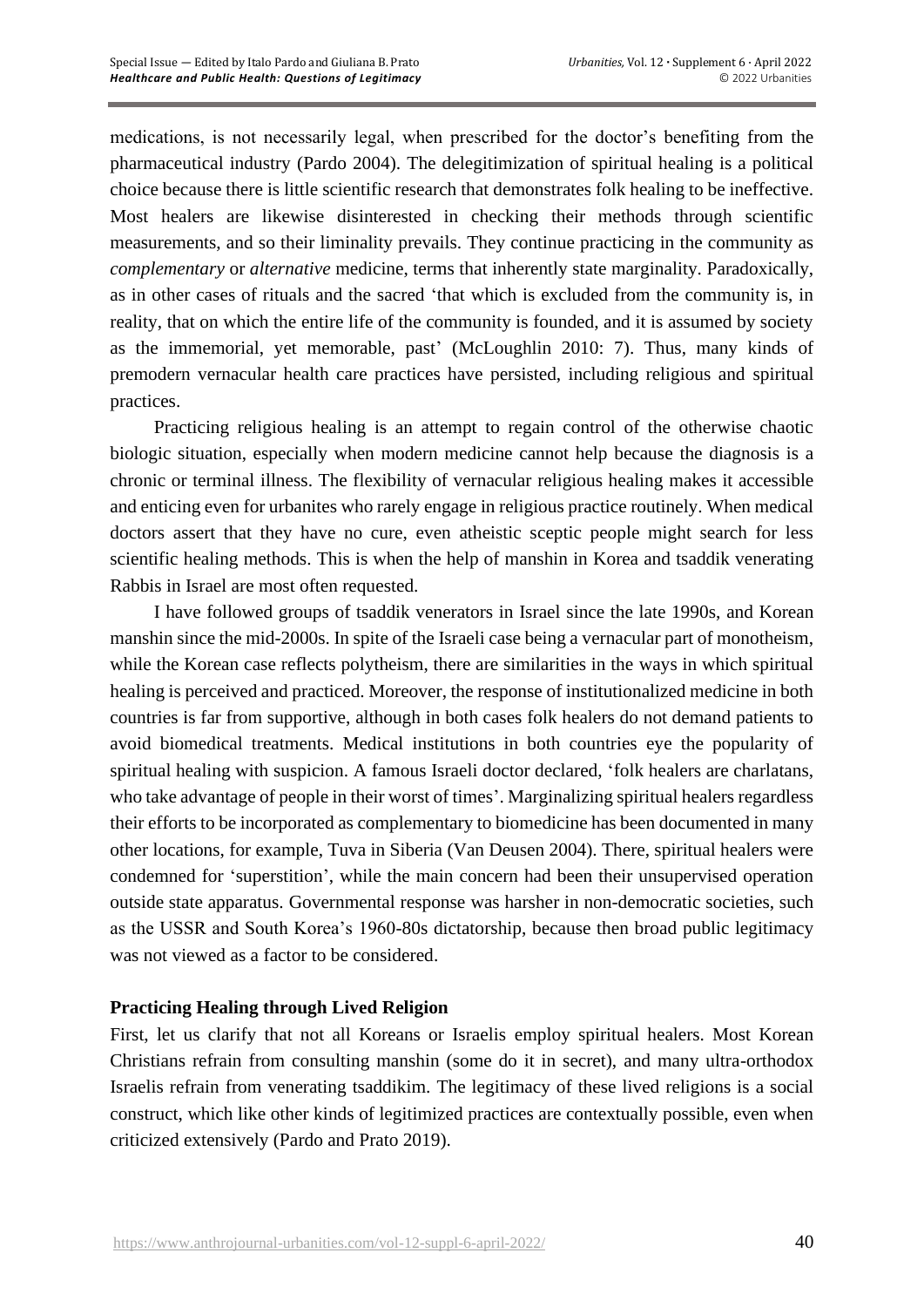medications, is not necessarily legal, when prescribed for the doctor's benefiting from the pharmaceutical industry (Pardo 2004). The delegitimization of spiritual healing is a political choice because there is little scientific research that demonstrates folk healing to be ineffective. Most healers are likewise disinterested in checking their methods through scientific measurements, and so their liminality prevails. They continue practicing in the community as *complementary* or *alternative* medicine, terms that inherently state marginality. Paradoxically, as in other cases of rituals and the sacred 'that which is excluded from the community is, in reality, that on which the entire life of the community is founded, and it is assumed by society as the immemorial, yet memorable, past' (McLoughlin 2010: 7). Thus, many kinds of premodern vernacular health care practices have persisted, including religious and spiritual practices.

Practicing religious healing is an attempt to regain control of the otherwise chaotic biologic situation, especially when modern medicine cannot help because the diagnosis is a chronic or terminal illness. The flexibility of vernacular religious healing makes it accessible and enticing even for urbanites who rarely engage in religious practice routinely. When medical doctors assert that they have no cure, even atheistic sceptic people might search for less scientific healing methods. This is when the help of manshin in Korea and tsaddik venerating Rabbis in Israel are most often requested.

I have followed groups of tsaddik venerators in Israel since the late 1990s, and Korean manshin since the mid-2000s. In spite of the Israeli case being a vernacular part of monotheism, while the Korean case reflects polytheism, there are similarities in the ways in which spiritual healing is perceived and practiced. Moreover, the response of institutionalized medicine in both countries is far from supportive, although in both cases folk healers do not demand patients to avoid biomedical treatments. Medical institutions in both countries eye the popularity of spiritual healing with suspicion. A famous Israeli doctor declared, 'folk healers are charlatans, who take advantage of people in their worst of times'. Marginalizing spiritual healers regardless their efforts to be incorporated as complementary to biomedicine has been documented in many other locations, for example, Tuva in Siberia (Van Deusen 2004). There, spiritual healers were condemned for 'superstition', while the main concern had been their unsupervised operation outside state apparatus. Governmental response was harsher in non-democratic societies, such as the USSR and South Korea's 1960-80s dictatorship, because then broad public legitimacy was not viewed as a factor to be considered.

## Practicing Healing through Lived Religion

First, let us clarify that not all Koreans or Israelis employ spiritual healers. Most Korean Christians refrain from consulting manshin (some do it in secret), and many ultra-orthodox Israelis refrain from venerating tsaddikim. The legitimacy of these lived religions is a social construct, which like other kinds of legitimized practices are contextually possible, even when criticized extensively (Pardo and Prato 2019).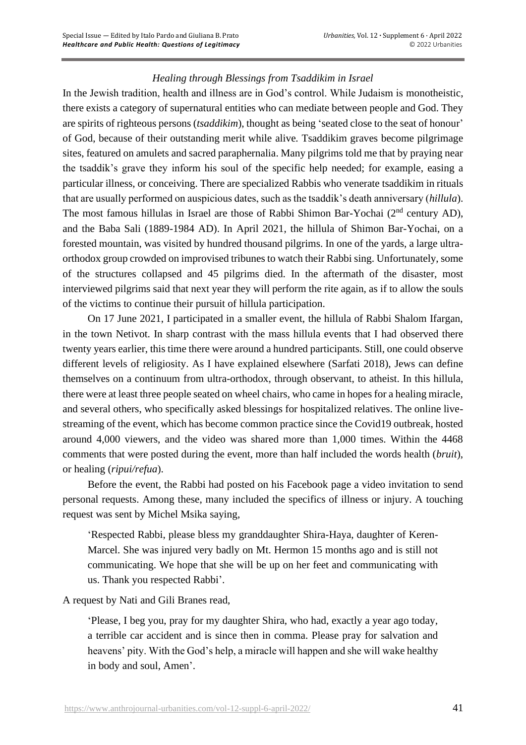*Healing through Blessings from Tsaddikim in Israel*

In the Jewish tradition, health and illness are in God's control. While Judaism is monotheistic, there exists a category of supernatural entities who can mediate between people and God. They are spirits of righteous persons (*tsaddikim*), thought as being 'seated close to the seat of honour' of God, because of their outstanding merit while alive. Tsaddikim graves become pilgrimage sites, featured on amulets and sacred paraphernalia. Many pilgrims told me that by praying near the tsaddik's grave they inform his soul of the specific help needed; for example, easing a particular illness, or conceiving. There are specialized Rabbis who venerate tsaddikim in rituals that are usually performed on auspicious dates, such as the tsaddik's death anniversary (*hillula*). The most famous hillulas in Israel are those of Rabbi Shimon Bar-Yochai (2nd century AD), and the Baba Sali (1889-1984 AD). In April 2021, the hillula of Shimon Bar-Yochai, on a forested mountain, was visited by hundred thousand pilgrims. In one of the yards, a large ultra-orthodox group crowded on improvised tribunes to watch their Rabbi sing. Unfortunately, some of the structures collapsed and 45 pilgrims died. In the aftermath of the disaster, most interviewed pilgrims said that next year they will perform the rite again, as if to allow the souls of the victims to continue their pursuit of hillula participation.

On 17 June 2021, I participated in a smaller event, the hillula of Rabbi Shalom Ifargan, in the town Netivot. In sharp contrast with the mass hillula events that I had observed there twenty years earlier, this time there were around a hundred participants. Still, one could observe different levels of religiosity. As I have explained elsewhere (Sarfati 2018), Jews can define themselves on a continuum from ultra-orthodox, through observant, to atheist. In this hillula, there were at least three people seated on wheel chairs, who came in hopes for a healing miracle, and several others, who specifically asked blessings for hospitalized relatives. The online live-streaming of the event, which has become common practice since the Covid19 outbreak, hosted around 4,000 viewers, and the video was shared more than 1,000 times. Within the 4468 comments that were posted during the event, more than half included the words health (*bruit*), or healing (*ripui/refua*).

Before the event, the Rabbi had posted on his Facebook page a video invitation to send personal requests. Among these, many included the specifics of illness or injury. A touching request was sent by Michel Msika saying,

> 'Respected Rabbi, please bless my granddaughter Shira-Haya, daughter of Keren-Marcel. She was injured very badly on Mt. Hermon 15 months ago and is still not communicating. We hope that she will be up on her feet and communicating with us. Thank you respected Rabbi'.

A request by Nati and Gili Branes read,

> 'Please, I beg you, pray for my daughter Shira, who had, exactly a year ago today, a terrible car accident and is since then in comma. Please pray for salvation and heavens' pity. With the God's help, a miracle will happen and she will wake healthy in body and soul, Amen'.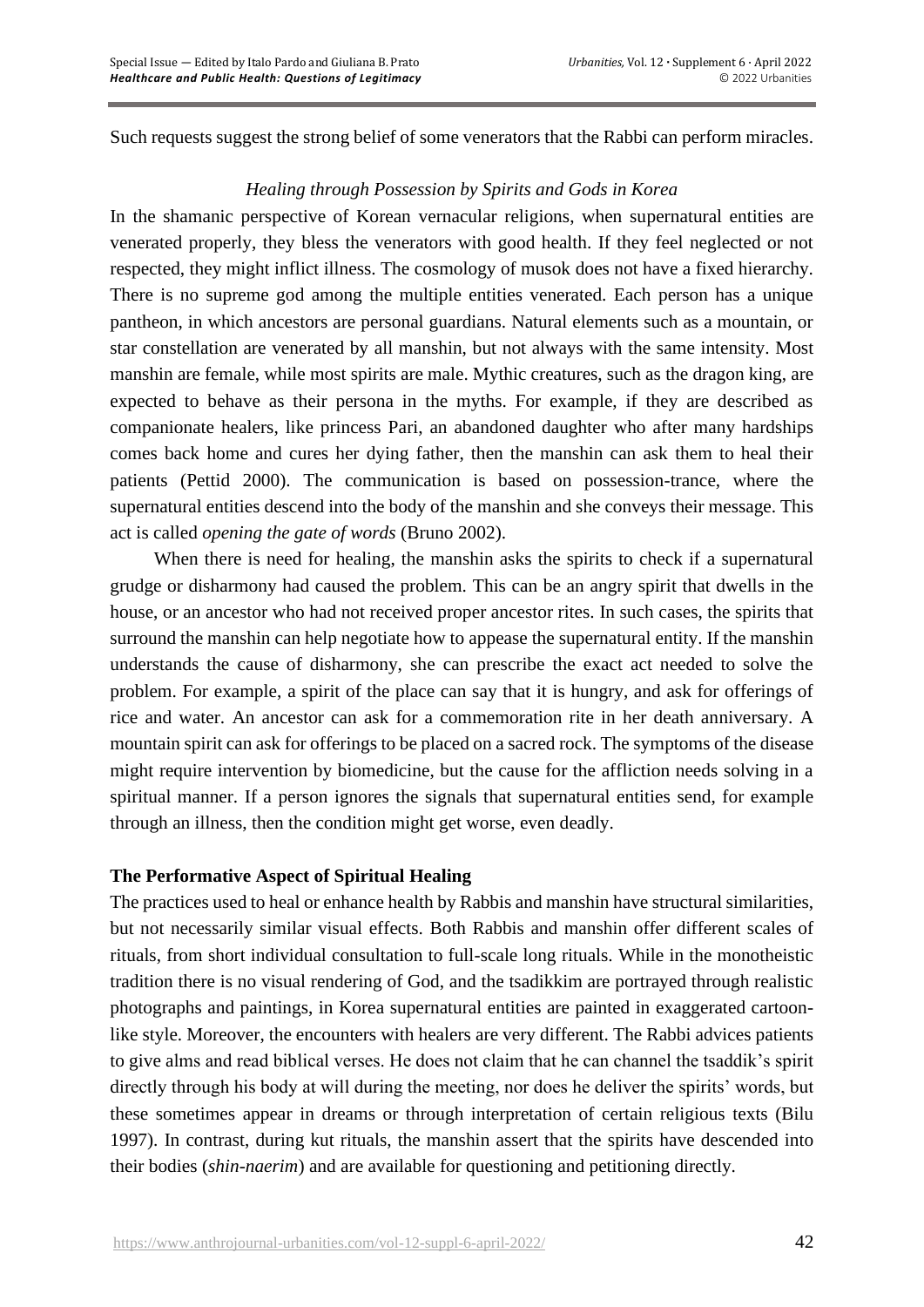Such requests suggest the strong belief of some venerators that the Rabbi can perform miracles.

### *Healing through Possession by Spirits and Gods in Korea*

In the shamanic perspective of Korean vernacular religions, when supernatural entities are venerated properly, they bless the venerators with good health. If they feel neglected or not respected, they might inflict illness. The cosmology of musok does not have a fixed hierarchy. There is no supreme god among the multiple entities venerated. Each person has a unique pantheon, in which ancestors are personal guardians. Natural elements such as a mountain, or star constellation are venerated by all manshin, but not always with the same intensity. Most manshin are female, while most spirits are male. Mythic creatures, such as the dragon king, are expected to behave as their persona in the myths. For example, if they are described as companionate healers, like princess Pari, an abandoned daughter who after many hardships comes back home and cures her dying father, then the manshin can ask them to heal their patients (Pettid 2000). The communication is based on possession-trance, where the supernatural entities descend into the body of the manshin and she conveys their message. This act is called *opening the gate of words* (Bruno 2002).

When there is need for healing, the manshin asks the spirits to check if a supernatural grudge or disharmony had caused the problem. This can be an angry spirit that dwells in the house, or an ancestor who had not received proper ancestor rites. In such cases, the spirits that surround the manshin can help negotiate how to appease the supernatural entity. If the manshin understands the cause of disharmony, she can prescribe the exact act needed to solve the problem. For example, a spirit of the place can say that it is hungry, and ask for offerings of rice and water. An ancestor can ask for a commemoration rite in her death anniversary. A mountain spirit can ask for offerings to be placed on a sacred rock. The symptoms of the disease might require intervention by biomedicine, but the cause for the affliction needs solving in a spiritual manner. If a person ignores the signals that supernatural entities send, for example through an illness, then the condition might get worse, even deadly.

## The Performative Aspect of Spiritual Healing

The practices used to heal or enhance health by Rabbis and manshin have structural similarities, but not necessarily similar visual effects. Both Rabbis and manshin offer different scales of rituals, from short individual consultation to full-scale long rituals. While in the monotheistic tradition there is no visual rendering of God, and the tsadikkim are portrayed through realistic photographs and paintings, in Korea supernatural entities are painted in exaggerated cartoon-like style. Moreover, the encounters with healers are very different. The Rabbi advices patients to give alms and read biblical verses. He does not claim that he can channel the tsaddik's spirit directly through his body at will during the meeting, nor does he deliver the spirits' words, but these sometimes appear in dreams or through interpretation of certain religious texts (Bilu 1997). In contrast, during kut rituals, the manshin assert that the spirits have descended into their bodies (*shin-naerim*) and are available for questioning and petitioning directly.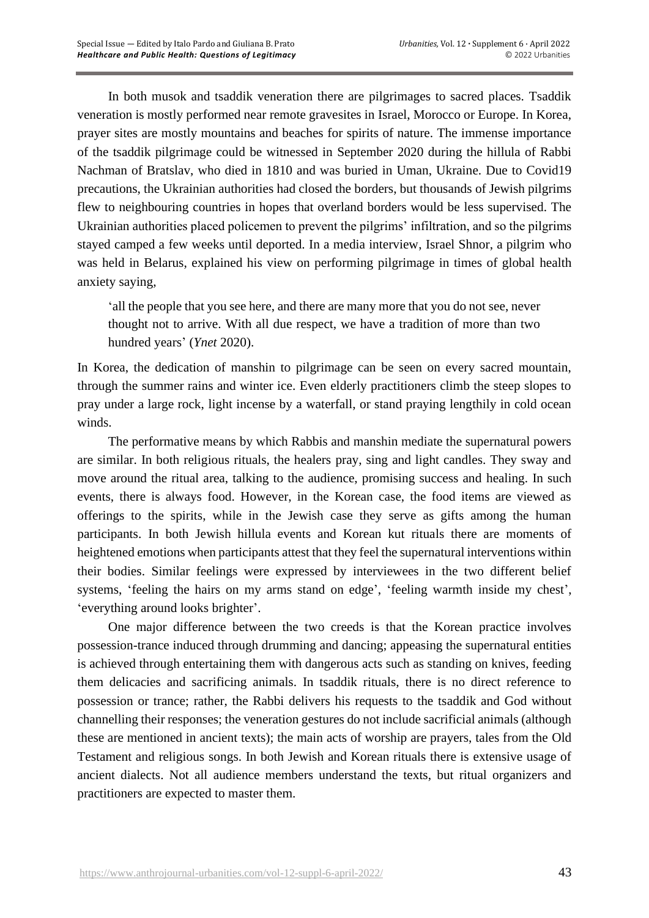In both musok and tsaddik veneration there are pilgrimages to sacred places. Tsaddik veneration is mostly performed near remote gravesites in Israel, Morocco or Europe. In Korea, prayer sites are mostly mountains and beaches for spirits of nature. The immense importance of the tsaddik pilgrimage could be witnessed in September 2020 during the hillula of Rabbi Nachman of Bratslav, who died in 1810 and was buried in Uman, Ukraine. Due to Covid19 precautions, the Ukrainian authorities had closed the borders, but thousands of Jewish pilgrims flew to neighbouring countries in hopes that overland borders would be less supervised. The Ukrainian authorities placed policemen to prevent the pilgrims' infiltration, and so the pilgrims stayed camped a few weeks until deported. In a media interview, Israel Shnor, a pilgrim who was held in Belarus, explained his view on performing pilgrimage in times of global health anxiety saying,

> 'all the people that you see here, and there are many more that you do not see, never thought not to arrive. With all due respect, we have a tradition of more than two hundred years' (*Ynet* 2020).

In Korea, the dedication of manshin to pilgrimage can be seen on every sacred mountain, through the summer rains and winter ice. Even elderly practitioners climb the steep slopes to pray under a large rock, light incense by a waterfall, or stand praying lengthily in cold ocean winds.

The performative means by which Rabbis and manshin mediate the supernatural powers are similar. In both religious rituals, the healers pray, sing and light candles. They sway and move around the ritual area, talking to the audience, promising success and healing. In such events, there is always food. However, in the Korean case, the food items are viewed as offerings to the spirits, while in the Jewish case they serve as gifts among the human participants. In both Jewish hillula events and Korean kut rituals there are moments of heightened emotions when participants attest that they feel the supernatural interventions within their bodies. Similar feelings were expressed by interviewees in the two different belief systems, 'feeling the hairs on my arms stand on edge', 'feeling warmth inside my chest', 'everything around looks brighter'.

One major difference between the two creeds is that the Korean practice involves possession-trance induced through drumming and dancing; appeasing the supernatural entities is achieved through entertaining them with dangerous acts such as standing on knives, feeding them delicacies and sacrificing animals. In tsaddik rituals, there is no direct reference to possession or trance; rather, the Rabbi delivers his requests to the tsaddik and God without channelling their responses; the veneration gestures do not include sacrificial animals (although these are mentioned in ancient texts); the main acts of worship are prayers, tales from the Old Testament and religious songs. In both Jewish and Korean rituals there is extensive usage of ancient dialects. Not all audience members understand the texts, but ritual organizers and practitioners are expected to master them.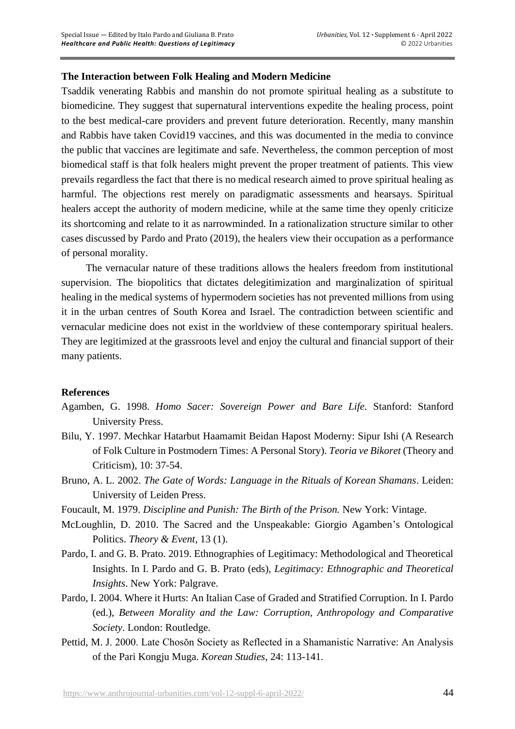### The Interaction between Folk Healing and Modern Medicine

Tsaddik venerating Rabbis and manshin do not promote spiritual healing as a substitute to biomedicine. They suggest that supernatural interventions expedite the healing process, point to the best medical-care providers and prevent future deterioration. Recently, many manshin and Rabbis have taken Covid19 vaccines, and this was documented in the media to convince the public that vaccines are legitimate and safe. Nevertheless, the common perception of most biomedical staff is that folk healers might prevent the proper treatment of patients. This view prevails regardless the fact that there is no medical research aimed to prove spiritual healing as harmful. The objections rest merely on paradigmatic assessments and hearsays. Spiritual healers accept the authority of modern medicine, while at the same time they openly criticize its shortcoming and relate to it as narrowminded. In a rationalization structure similar to other cases discussed by Pardo and Prato (2019), the healers view their occupation as a performance of personal morality.

The vernacular nature of these traditions allows the healers freedom from institutional supervision. The biopolitics that dictates delegitimization and marginalization of spiritual healing in the medical systems of hypermodern societies has not prevented millions from using it in the urban centres of South Korea and Israel. The contradiction between scientific and vernacular medicine does not exist in the worldview of these contemporary spiritual healers. They are legitimized at the grassroots level and enjoy the cultural and financial support of their many patients.

### References

Agamben, G. 1998. *Homo Sacer: Sovereign Power and Bare Life.* Stanford: Stanford University Press.

Bilu, Y. 1997. Mechkar Hatarbut Haamamit Beidan Hapost Moderny: Sipur Ishi (A Research of Folk Culture in Postmodern Times: A Personal Story). *Teoria ve Bikoret* (Theory and Criticism), 10: 37-54.

Bruno, A. L. 2002. *The Gate of Words: Language in the Rituals of Korean Shamans*. Leiden: University of Leiden Press.

Foucault, M. 1979. *Discipline and Punish: The Birth of the Prison.* New York: Vintage.

McLoughlin, D. 2010. The Sacred and the Unspeakable: Giorgio Agamben's Ontological Politics. *Theory & Event*, 13 (1).

Pardo, I. and G. B. Prato. 2019. Ethnographies of Legitimacy: Methodological and Theoretical Insights. In I. Pardo and G. B. Prato (eds), *Legitimacy: Ethnographic and Theoretical Insights*. New York: Palgrave.

Pardo, I. 2004. Where it Hurts: An Italian Case of Graded and Stratified Corruption. In I. Pardo (ed.), *Between Morality and the Law: Corruption, Anthropology and Comparative Society*. London: Routledge.

Pettid, M. J. 2000. Late Chosŏn Society as Reflected in a Shamanistic Narrative: An Analysis of the Pari Kongju Muga. *Korean Studies*, 24: 113-141.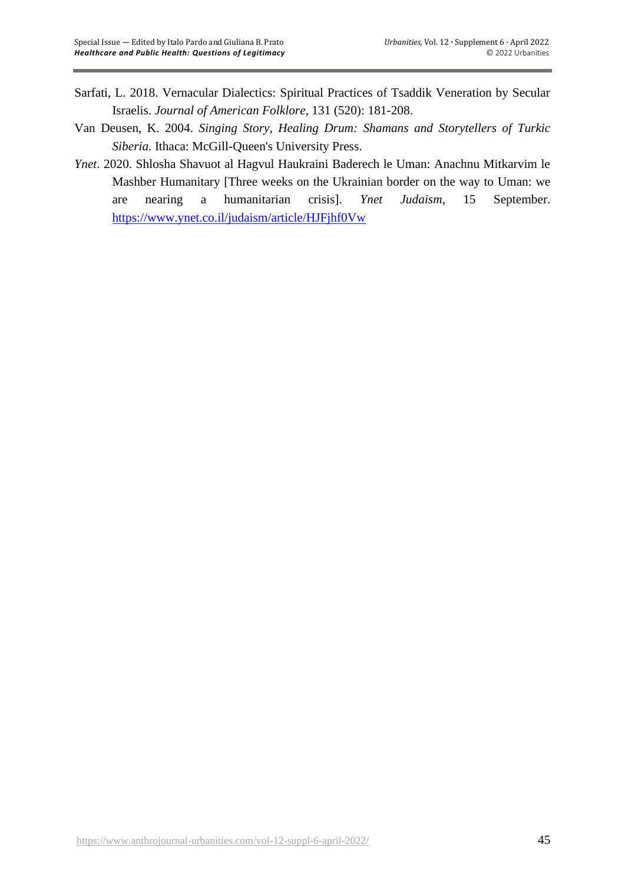Sarfati, L. 2018. Vernacular Dialectics: Spiritual Practices of Tsaddik Veneration by Secular Israelis. *Journal of American Folklore*, 131 (520): 181-208.

Van Deusen, K. 2004. *Singing Story, Healing Drum: Shamans and Storytellers of Turkic Siberia.* Ithaca: McGill-Queen's University Press.

*Ynet*. 2020. Shlosha Shavuot al Hagvul Haukraini Baderech le Uman: Anachnu Mitkarvim le Mashber Humanitary [Three weeks on the Ukrainian border on the way to Uman: we are nearing a humanitarian crisis]. *Ynet Judaism*, 15 September. https://www.ynet.co.il/judaism/article/HJFjhf0Vw